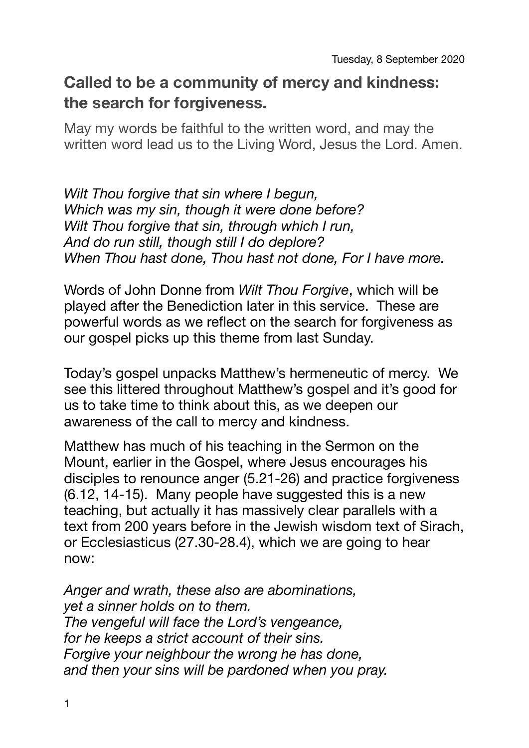Tuesday, 8 September 2020

## Called to be a community of mercy and kindness: the search for forgiveness.

May my words be faithful to the written word, and may the written word lead us to the Living Word, Jesus the Lord. Amen.

*Wilt Thou forgive that sin where I begun,*
*Which was my sin, though it were done before?*
*Wilt Thou forgive that sin, through which I run,*
*And do run still, though still I do deplore?*
*When Thou hast done, Thou hast not done, For I have more.*

Words of John Donne from *Wilt Thou Forgive*, which will be played after the Benediction later in this service. These are powerful words as we reflect on the search for forgiveness as our gospel picks up this theme from last Sunday.

Today's gospel unpacks Matthew's hermeneutic of mercy. We see this littered throughout Matthew's gospel and it's good for us to take time to think about this, as we deepen our awareness of the call to mercy and kindness.

Matthew has much of his teaching in the Sermon on the Mount, earlier in the Gospel, where Jesus encourages his disciples to renounce anger (5.21-26) and practice forgiveness (6.12, 14-15). Many people have suggested this is a new teaching, but actually it has massively clear parallels with a text from 200 years before in the Jewish wisdom text of Sirach, or Ecclesiasticus (27.30-28.4), which we are going to hear now:

*Anger and wrath, these also are abominations,*
*yet a sinner holds on to them.*
*The vengeful will face the Lord's vengeance,*
*for he keeps a strict account of their sins.*
*Forgive your neighbour the wrong he has done,*
*and then your sins will be pardoned when you pray.*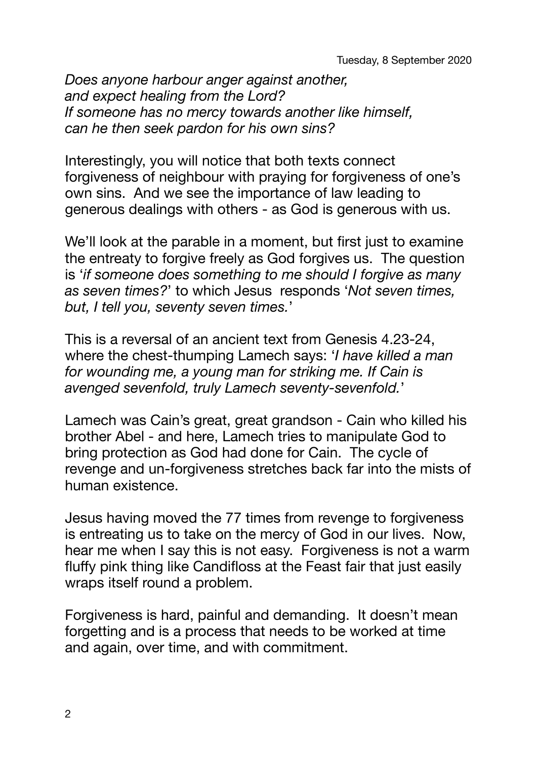Tuesday, 8 September 2020

*Does anyone harbour anger against another,*
*and expect healing from the Lord?*
*If someone has no mercy towards another like himself,*
*can he then seek pardon for his own sins?*

Interestingly, you will notice that both texts connect forgiveness of neighbour with praying for forgiveness of one's own sins. And we see the importance of law leading to generous dealings with others - as God is generous with us.

We'll look at the parable in a moment, but first just to examine the entreaty to forgive freely as God forgives us. The question is '*if someone does something to me should I forgive as many as seven times?*' to which Jesus responds '*Not seven times, but, I tell you, seventy seven times.*'

This is a reversal of an ancient text from Genesis 4.23-24, where the chest-thumping Lamech says: '*I have killed a man for wounding me, a young man for striking me. If Cain is avenged sevenfold, truly Lamech seventy-sevenfold.*'

Lamech was Cain's great, great grandson - Cain who killed his brother Abel - and here, Lamech tries to manipulate God to bring protection as God had done for Cain. The cycle of revenge and un-forgiveness stretches back far into the mists of human existence.

Jesus having moved the 77 times from revenge to forgiveness is entreating us to take on the mercy of God in our lives. Now, hear me when I say this is not easy. Forgiveness is not a warm fluffy pink thing like Candifloss at the Feast fair that just easily wraps itself round a problem.

Forgiveness is hard, painful and demanding. It doesn't mean forgetting and is a process that needs to be worked at time and again, over time, and with commitment.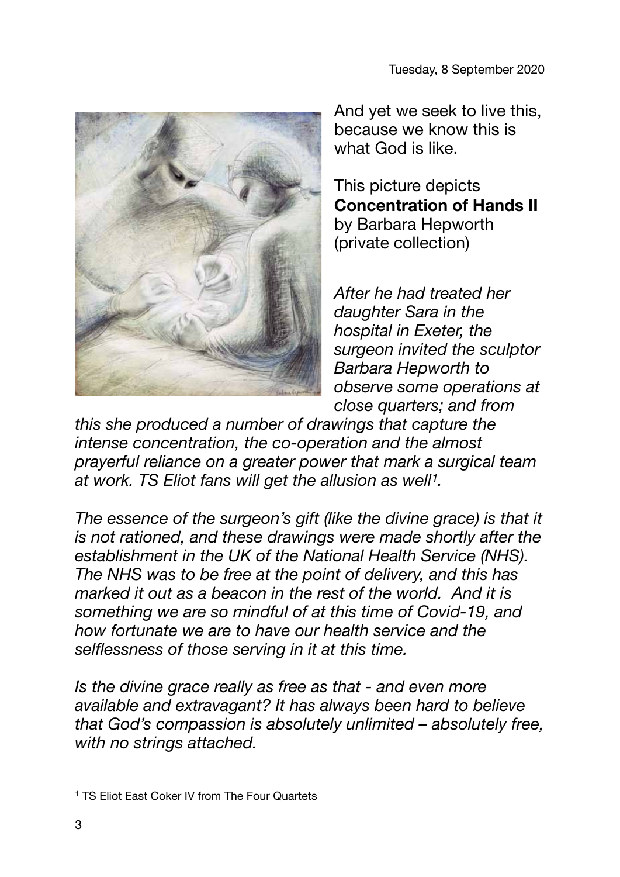Tuesday, 8 September 2020

And yet we seek to live this, because we know this is what God is like.

This picture depicts **Concentration of Hands II** by Barbara Hepworth (private collection)

*After he had treated her daughter Sara in the hospital in Exeter, the surgeon invited the sculptor Barbara Hepworth to observe some operations at close quarters; and from this she produced a number of drawings that capture the intense concentration, the co-operation and the almost prayerful reliance on a greater power that mark a surgical team at work. TS Eliot fans will get the allusion as well[1].*

*The essence of the surgeon's gift (like the divine grace) is that it is not rationed, and these drawings were made shortly after the establishment in the UK of the National Health Service (NHS). The NHS was to be free at the point of delivery, and this has marked it out as a beacon in the rest of the world. And it is something we are so mindful of at this time of Covid-19, and how fortunate we are to have our health service and the selflessness of those serving in it at this time.*

*Is the divine grace really as free as that - and even more available and extravagant? It has always been hard to believe that God's compassion is absolutely unlimited – absolutely free, with no strings attached.*

---

[1] TS Eliot East Coker IV from The Four Quartets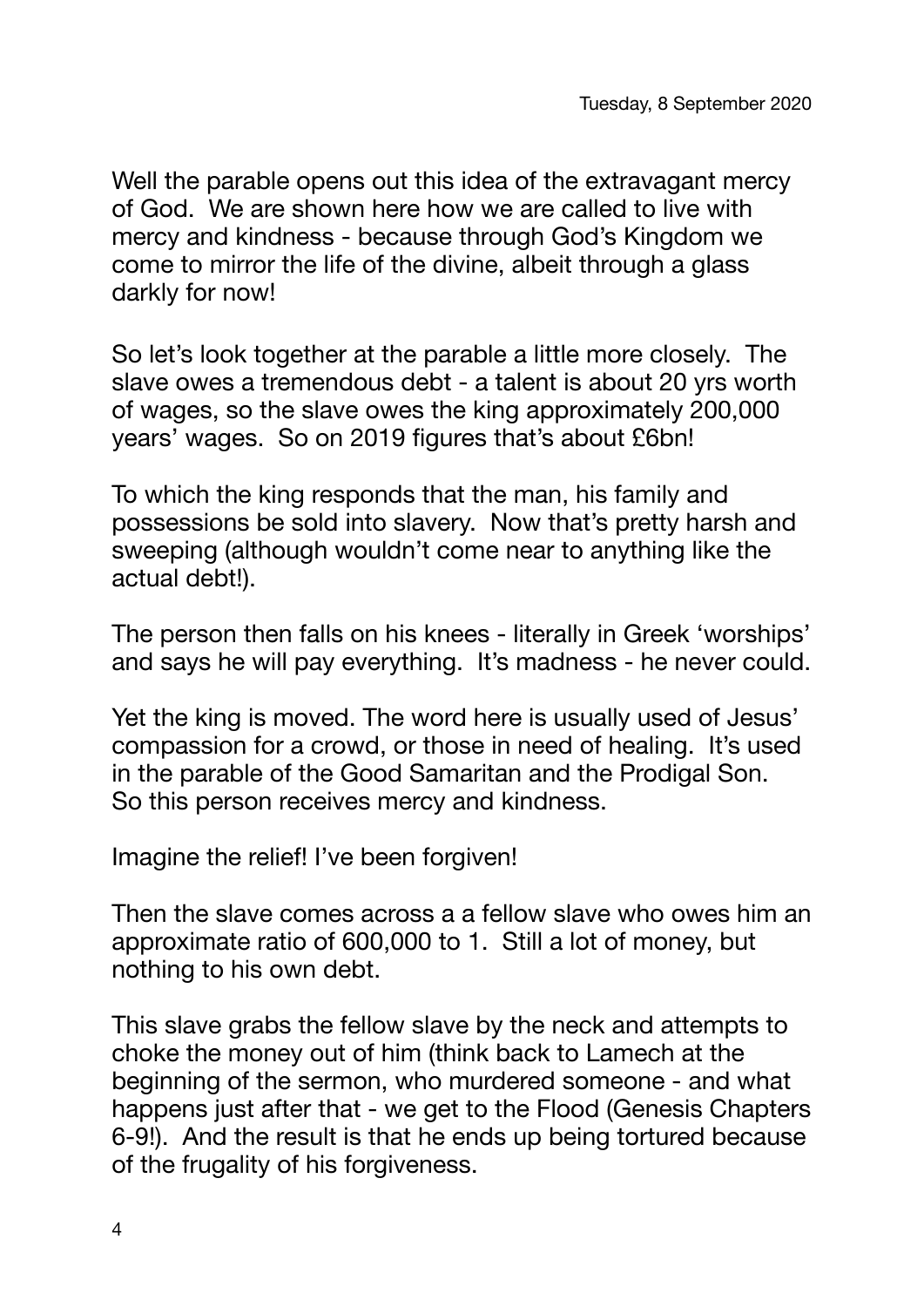Tuesday, 8 September 2020

Well the parable opens out this idea of the extravagant mercy of God. We are shown here how we are called to live with mercy and kindness - because through God's Kingdom we come to mirror the life of the divine, albeit through a glass darkly for now!

So let's look together at the parable a little more closely. The slave owes a tremendous debt - a talent is about 20 yrs worth of wages, so the slave owes the king approximately 200,000 years' wages. So on 2019 figures that's about £6bn!

To which the king responds that the man, his family and possessions be sold into slavery. Now that's pretty harsh and sweeping (although wouldn't come near to anything like the actual debt!).

The person then falls on his knees - literally in Greek 'worships' and says he will pay everything. It's madness - he never could.

Yet the king is moved. The word here is usually used of Jesus' compassion for a crowd, or those in need of healing. It's used in the parable of the Good Samaritan and the Prodigal Son. So this person receives mercy and kindness.

Imagine the relief! I've been forgiven!

Then the slave comes across a a fellow slave who owes him an approximate ratio of 600,000 to 1. Still a lot of money, but nothing to his own debt.

This slave grabs the fellow slave by the neck and attempts to choke the money out of him (think back to Lamech at the beginning of the sermon, who murdered someone - and what happens just after that - we get to the Flood (Genesis Chapters 6-9!). And the result is that he ends up being tortured because of the frugality of his forgiveness.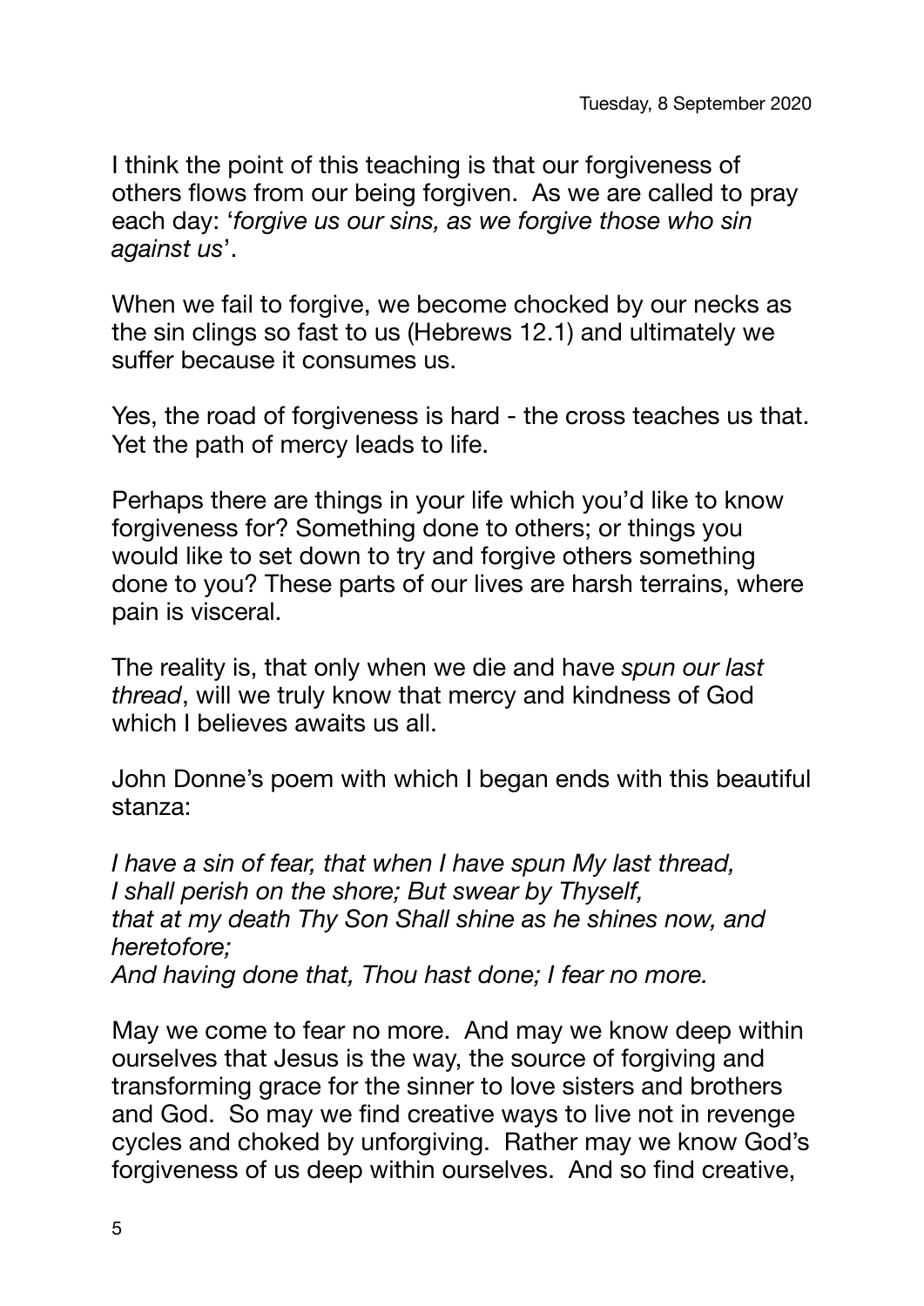Tuesday, 8 September 2020

I think the point of this teaching is that our forgiveness of others flows from our being forgiven. As we are called to pray each day: '*forgive us our sins, as we forgive those who sin against us*'.

When we fail to forgive, we become chocked by our necks as the sin clings so fast to us (Hebrews 12.1) and ultimately we suffer because it consumes us.

Yes, the road of forgiveness is hard - the cross teaches us that. Yet the path of mercy leads to life.

Perhaps there are things in your life which you'd like to know forgiveness for? Something done to others; or things you would like to set down to try and forgive others something done to you? These parts of our lives are harsh terrains, where pain is visceral.

The reality is, that only when we die and have *spun our last thread*, will we truly know that mercy and kindness of God which I believes awaits us all.

John Donne's poem with which I began ends with this beautiful stanza:

*I have a sin of fear, that when I have spun My last thread,*
*I shall perish on the shore; But swear by Thyself,*
*that at my death Thy Son Shall shine as he shines now, and heretofore;*
*And having done that, Thou hast done; I fear no more.*

May we come to fear no more. And may we know deep within ourselves that Jesus is the way, the source of forgiving and transforming grace for the sinner to love sisters and brothers and God. So may we find creative ways to live not in revenge cycles and choked by unforgiving. Rather may we know God's forgiveness of us deep within ourselves. And so find creative,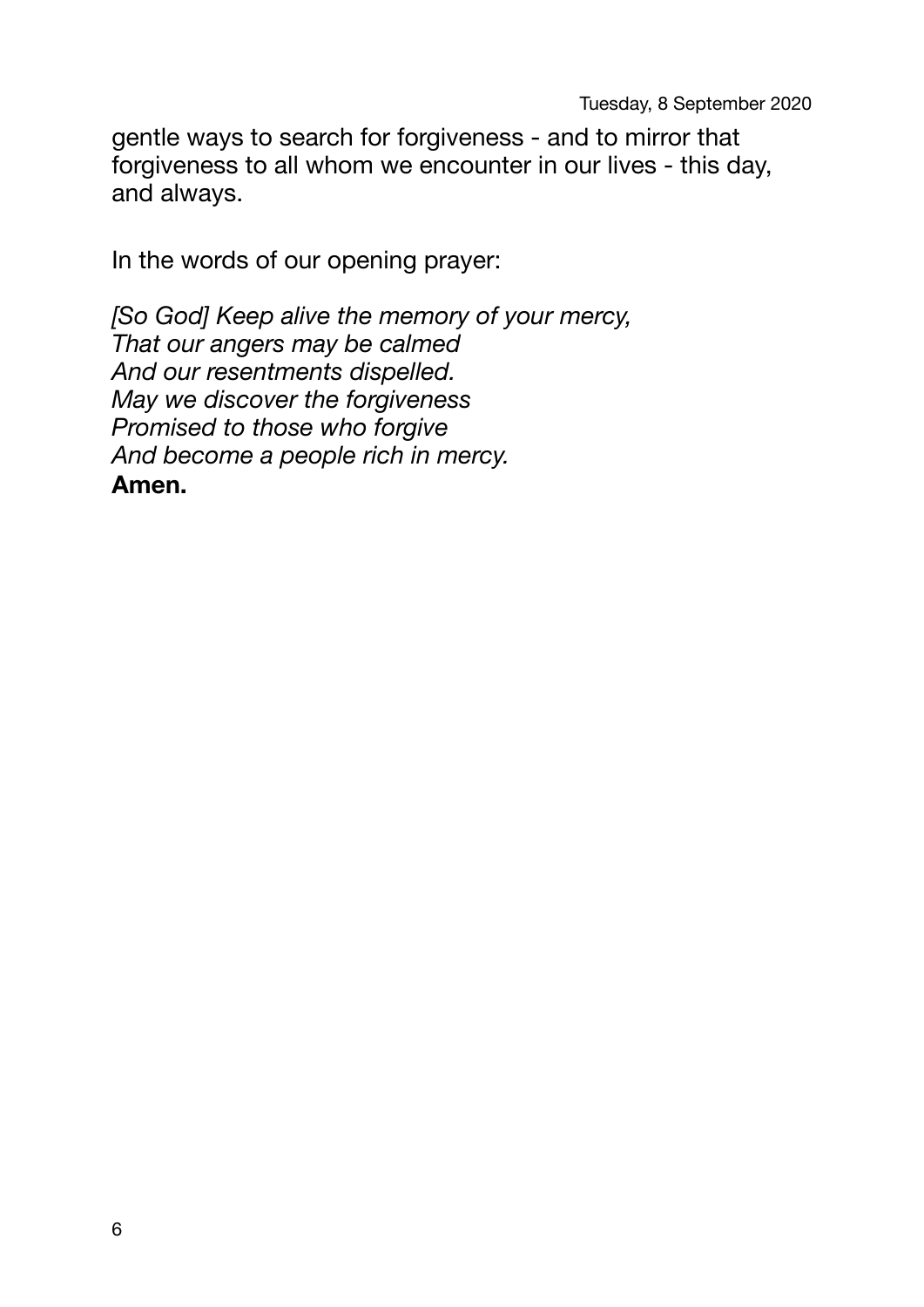gentle ways to search for forgiveness - and to mirror that forgiveness to all whom we encounter in our lives - this day, and always.

In the words of our opening prayer:

*[So God] Keep alive the memory of your mercy,*
*That our angers may be calmed*
*And our resentments dispelled.*
*May we discover the forgiveness*
*Promised to those who forgive*
*And become a people rich in mercy.*
**Amen.**